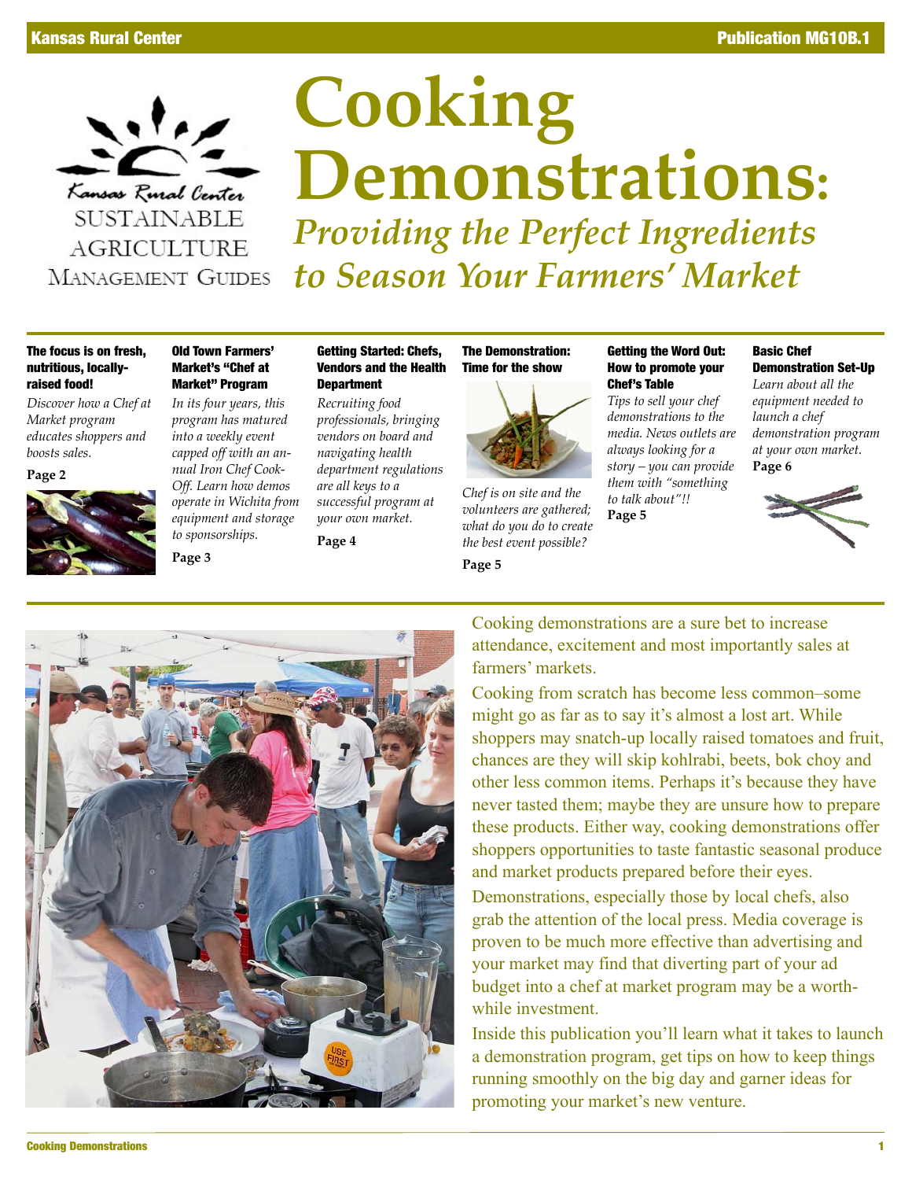Kansas Rural Center — Publication MG10B.1

Kansas Rural Center
SUSTAINABLE AGRICULTURE MANAGEMENT GUIDES

# Cooking Demonstrations:

## *Providing the Perfect Ingredients to Season Your Farmers' Market*

**The focus is on fresh, nutritious, locally-raised food!**

*Discover how a Chef at Market program educates shoppers and boosts sales.*

**Page 2**

**Old Town Farmers' Market's "Chef at Market" Program**

*In its four years, this program has matured into a weekly event capped off with an annual Iron Chef Cook-Off. Learn how demos operate in Wichita from equipment and storage to sponsorships.*

**Page 3**

**Getting Started: Chefs, Vendors and the Health Department**

*Recruiting food professionals, bringing vendors on board and navigating health department regulations are all keys to a successful program at your own market.*

**Page 4**

**The Demonstration: Time for the show**

*Chef is on site and the volunteers are gathered; what do you do to create the best event possible?*

**Page 5**

**Getting the Word Out: How to promote your Chef's Table**

*Tips to sell your chef demonstrations to the media. News outlets are always looking for a story – you can provide them with "something to talk about"!!*

**Page 5**

**Basic Chef Demonstration Set-Up**

*Learn about all the equipment needed to launch a chef demonstration program at your own market.*

**Page 6**

Cooking demonstrations are a sure bet to increase attendance, excitement and most importantly sales at farmers' markets.

Cooking from scratch has become less common–some might go as far as to say it's almost a lost art. While shoppers may snatch-up locally raised tomatoes and fruit, chances are they will skip kohlrabi, beets, bok choy and other less common items. Perhaps it's because they have never tasted them; maybe they are unsure how to prepare these products. Either way, cooking demonstrations offer shoppers opportunities to taste fantastic seasonal produce and market products prepared before their eyes.

Demonstrations, especially those by local chefs, also grab the attention of the local press. Media coverage is proven to be much more effective than advertising and your market may find that diverting part of your ad budget into a chef at market program may be a worthwhile investment.

Inside this publication you'll learn what it takes to launch a demonstration program, get tips on how to keep things running smoothly on the big day and garner ideas for promoting your market's new venture.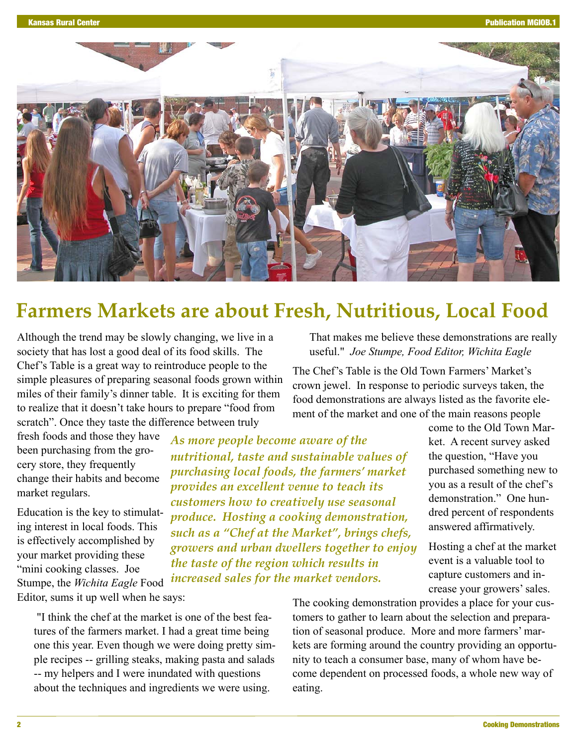# Farmers Markets are about Fresh, Nutritious, Local Food

Although the trend may be slowly changing, we live in a society that has lost a good deal of its food skills. The Chef's Table is a great way to reintroduce people to the simple pleasures of preparing seasonal foods grown within miles of their family's dinner table. It is exciting for them to realize that it doesn't take hours to prepare "food from scratch". Once they taste the difference between truly fresh foods and those they have been purchasing from the grocery store, they frequently change their habits and become market regulars.

Education is the key to stimulating interest in local foods. This is effectively accomplished by your market providing these "mini cooking classes. Joe Stumpe, the *Wichita Eagle* Food Editor, sums it up well when he says:

> "I think the chef at the market is one of the best features of the farmers market. I had a great time being one this year. Even though we were doing pretty simple recipes -- grilling steaks, making pasta and salads -- my helpers and I were inundated with questions about the techniques and ingredients we were using. That makes me believe these demonstrations are really useful." *Joe Stumpe, Food Editor, Wichita Eagle*

***As more people become aware of the nutritional, taste and sustainable values of purchasing local foods, the farmers' market provides an excellent venue to teach its customers how to creatively use seasonal produce. Hosting a cooking demonstration, such as a "Chef at the Market", brings chefs, growers and urban dwellers together to enjoy the taste of the region which results in increased sales for the market vendors.***

The Chef's Table is the Old Town Farmers' Market's crown jewel. In response to periodic surveys taken, the food demonstrations are always listed as the favorite element of the market and one of the main reasons people come to the Old Town Market. A recent survey asked the question, "Have you purchased something new to you as a result of the chef's demonstration." One hundred percent of respondents answered affirmatively.

Hosting a chef at the market event is a valuable tool to capture customers and increase your growers' sales.

The cooking demonstration provides a place for your customers to gather to learn about the selection and preparation of seasonal produce. More and more farmers' markets are forming around the country providing an opportunity to teach a consumer base, many of whom have become dependent on processed foods, a whole new way of eating.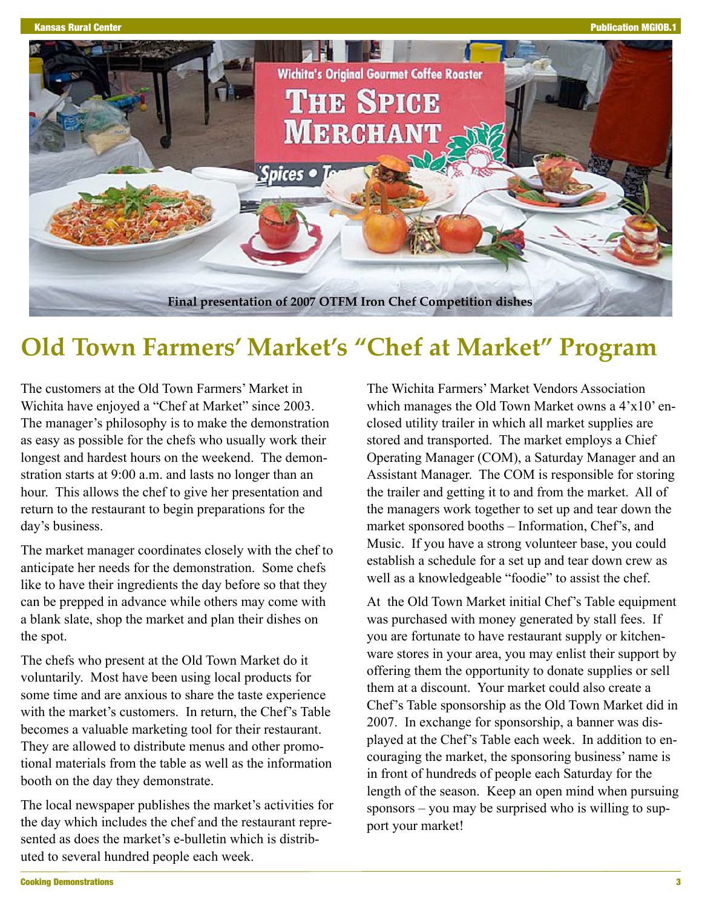Final presentation of 2007 OTFM Iron Chef Competition dishes

# Old Town Farmers' Market's "Chef at Market" Program

The customers at the Old Town Farmers' Market in Wichita have enjoyed a "Chef at Market" since 2003. The manager's philosophy is to make the demonstration as easy as possible for the chefs who usually work their longest and hardest hours on the weekend. The demonstration starts at 9:00 a.m. and lasts no longer than an hour. This allows the chef to give her presentation and return to the restaurant to begin preparations for the day's business.

The market manager coordinates closely with the chef to anticipate her needs for the demonstration. Some chefs like to have their ingredients the day before so that they can be prepped in advance while others may come with a blank slate, shop the market and plan their dishes on the spot.

The chefs who present at the Old Town Market do it voluntarily. Most have been using local products for some time and are anxious to share the taste experience with the market's customers. In return, the Chef's Table becomes a valuable marketing tool for their restaurant. They are allowed to distribute menus and other promotional materials from the table as well as the information booth on the day they demonstrate.

The local newspaper publishes the market's activities for the day which includes the chef and the restaurant represented as does the market's e-bulletin which is distributed to several hundred people each week.

The Wichita Farmers' Market Vendors Association which manages the Old Town Market owns a 4'x10' enclosed utility trailer in which all market supplies are stored and transported. The market employs a Chief Operating Manager (COM), a Saturday Manager and an Assistant Manager. The COM is responsible for storing the trailer and getting it to and from the market. All of the managers work together to set up and tear down the market sponsored booths – Information, Chef's, and Music. If you have a strong volunteer base, you could establish a schedule for a set up and tear down crew as well as a knowledgeable "foodie" to assist the chef.

At the Old Town Market initial Chef's Table equipment was purchased with money generated by stall fees. If you are fortunate to have restaurant supply or kitchenware stores in your area, you may enlist their support by offering them the opportunity to donate supplies or sell them at a discount. Your market could also create a Chef's Table sponsorship as the Old Town Market did in 2007. In exchange for sponsorship, a banner was displayed at the Chef's Table each week. In addition to encouraging the market, the sponsoring business' name is in front of hundreds of people each Saturday for the length of the season. Keep an open mind when pursuing sponsors – you may be surprised who is willing to support your market!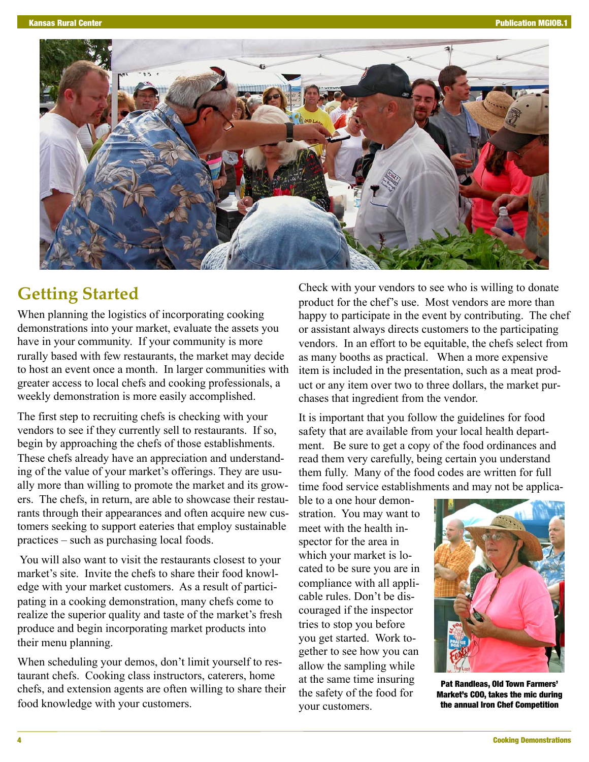## Getting Started

When planning the logistics of incorporating cooking demonstrations into your market, evaluate the assets you have in your community. If your community is more rurally based with few restaurants, the market may decide to host an event once a month. In larger communities with greater access to local chefs and cooking professionals, a weekly demonstration is more easily accomplished.

The first step to recruiting chefs is checking with your vendors to see if they currently sell to restaurants. If so, begin by approaching the chefs of those establishments. These chefs already have an appreciation and understanding of the value of your market's offerings. They are usually more than willing to promote the market and its growers. The chefs, in return, are able to showcase their restaurants through their appearances and often acquire new customers seeking to support eateries that employ sustainable practices – such as purchasing local foods.

You will also want to visit the restaurants closest to your market's site. Invite the chefs to share their food knowledge with your market customers. As a result of participating in a cooking demonstration, many chefs come to realize the superior quality and taste of the market's fresh produce and begin incorporating market products into their menu planning.

When scheduling your demos, don't limit yourself to restaurant chefs. Cooking class instructors, caterers, home chefs, and extension agents are often willing to share their food knowledge with your customers.

Check with your vendors to see who is willing to donate product for the chef's use. Most vendors are more than happy to participate in the event by contributing. The chef or assistant always directs customers to the participating vendors. In an effort to be equitable, the chefs select from as many booths as practical. When a more expensive item is included in the presentation, such as a meat product or any item over two to three dollars, the market purchases that ingredient from the vendor.

It is important that you follow the guidelines for food safety that are available from your local health department. Be sure to get a copy of the food ordinances and read them very carefully, being certain you understand them fully. Many of the food codes are written for full time food service establishments and may not be applicable to a one hour demonstration. You may want to meet with the health inspector for the area in which your market is located to be sure you are in compliance with all applicable rules. Don't be discouraged if the inspector tries to stop you before you get started. Work together to see how you can allow the sampling while at the same time insuring the safety of the food for your customers.

**Pat Randleas, Old Town Farmers' Market's COO, takes the mic during the annual Iron Chef Competition**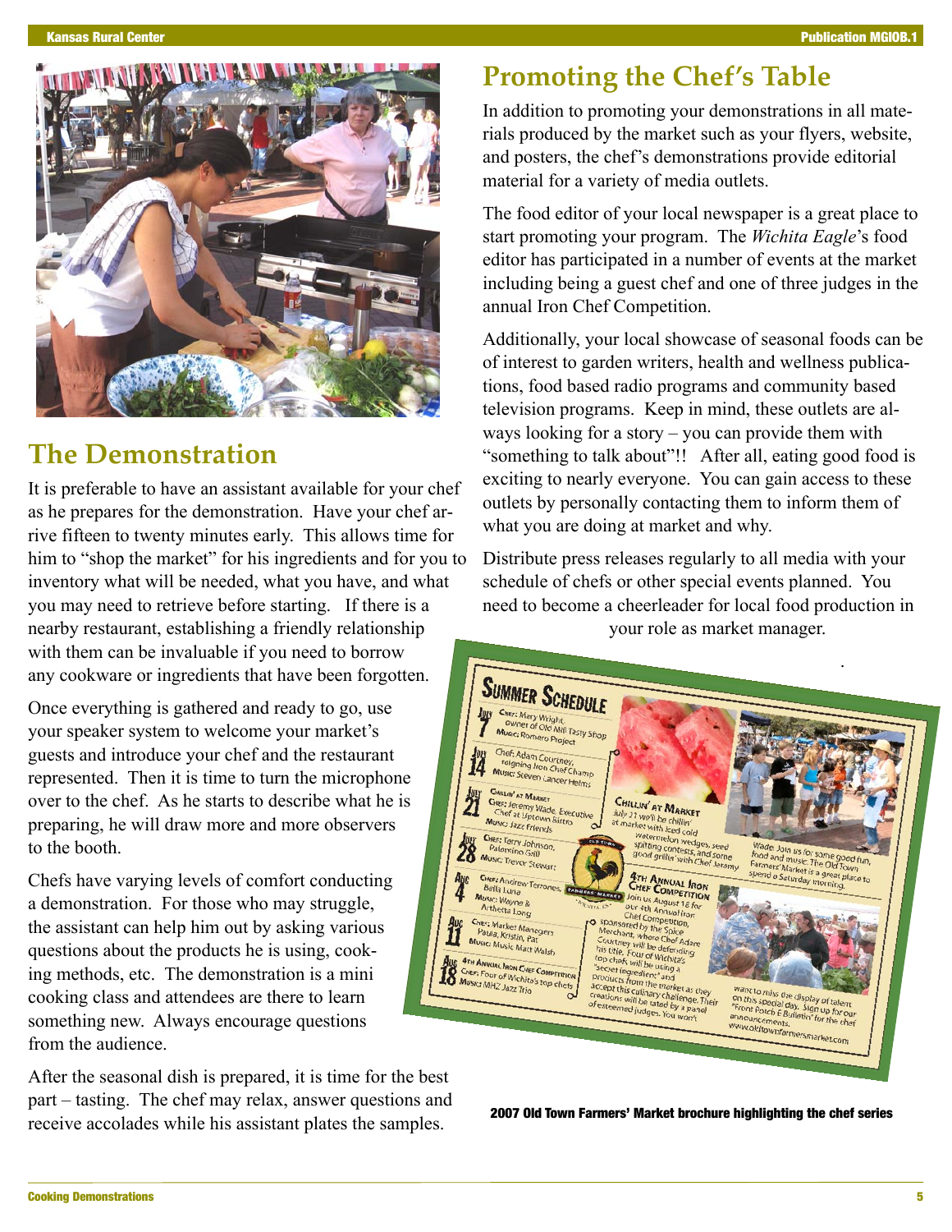## The Demonstration

It is preferable to have an assistant available for your chef as he prepares for the demonstration. Have your chef arrive fifteen to twenty minutes early. This allows time for him to "shop the market" for his ingredients and for you to inventory what will be needed, what you have, and what you may need to retrieve before starting. If there is a nearby restaurant, establishing a friendly relationship with them can be invaluable if you need to borrow any cookware or ingredients that have been forgotten.

Once everything is gathered and ready to go, use your speaker system to welcome your market's guests and introduce your chef and the restaurant represented. Then it is time to turn the microphone over to the chef. As he starts to describe what he is preparing, he will draw more and more observers to the booth.

Chefs have varying levels of comfort conducting a demonstration. For those who may struggle, the assistant can help him out by asking various questions about the products he is using, cooking methods, etc. The demonstration is a mini cooking class and attendees are there to learn something new. Always encourage questions from the audience.

After the seasonal dish is prepared, it is time for the best part – tasting. The chef may relax, answer questions and receive accolades while his assistant plates the samples.

## Promoting the Chef's Table

In addition to promoting your demonstrations in all materials produced by the market such as your flyers, website, and posters, the chef's demonstrations provide editorial material for a variety of media outlets.

The food editor of your local newspaper is a great place to start promoting your program. The *Wichita Eagle*'s food editor has participated in a number of events at the market including being a guest chef and one of three judges in the annual Iron Chef Competition.

Additionally, your local showcase of seasonal foods can be of interest to garden writers, health and wellness publications, food based radio programs and community based television programs. Keep in mind, these outlets are always looking for a story – you can provide them with "something to talk about"!! After all, eating good food is exciting to nearly everyone. You can gain access to these outlets by personally contacting them to inform them of what you are doing at market and why.

Distribute press releases regularly to all media with your schedule of chefs or other special events planned. You need to become a cheerleader for local food production in your role as market manager.

2007 Old Town Farmers' Market brochure highlighting the chef series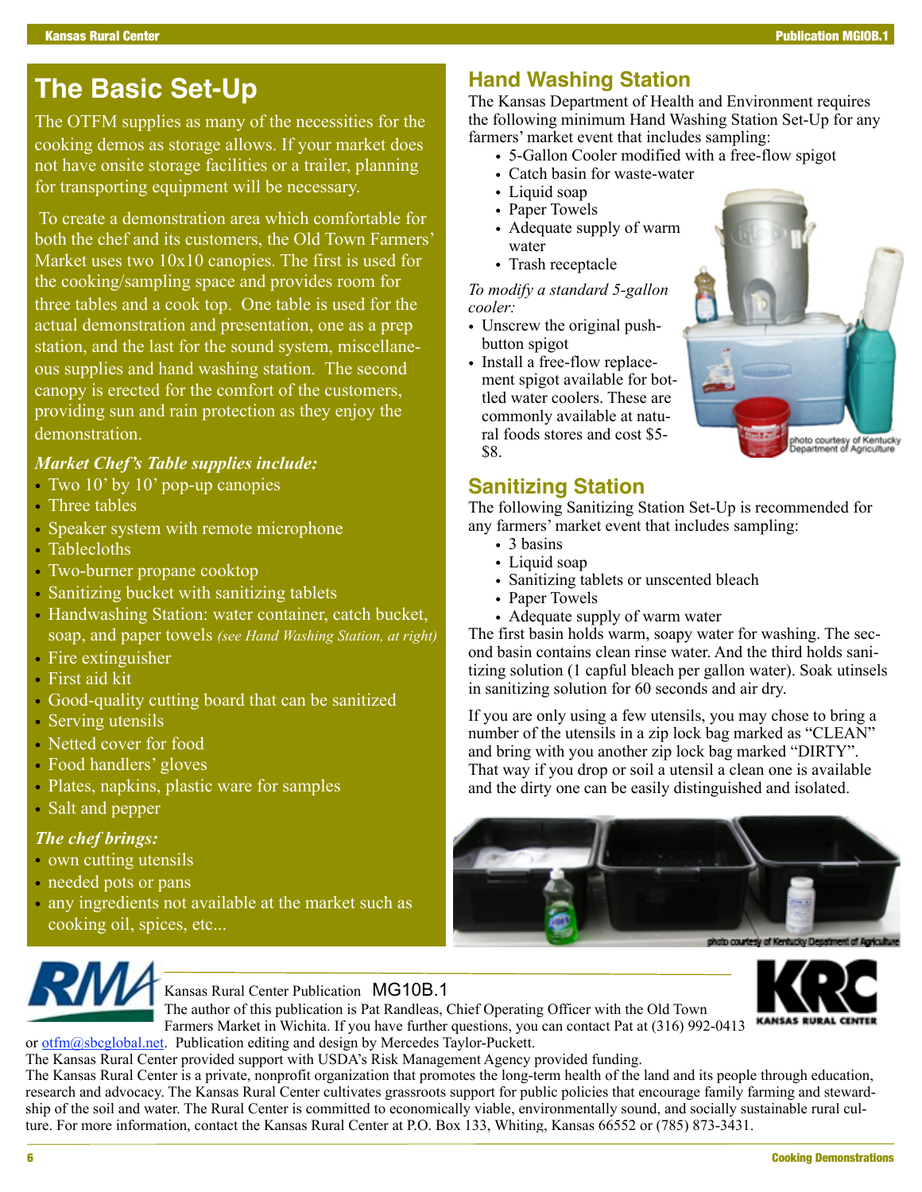## The Basic Set-Up

The OTFM supplies as many of the necessities for the cooking demos as storage allows. If your market does not have onsite storage facilities or a trailer, planning for transporting equipment will be necessary.

To create a demonstration area which comfortable for both the chef and its customers, the Old Town Farmers' Market uses two 10x10 canopies. The first is used for the cooking/sampling space and provides room for three tables and a cook top. One table is used for the actual demonstration and presentation, one as a prep station, and the last for the sound system, miscellaneous supplies and hand washing station. The second canopy is erected for the comfort of the customers, providing sun and rain protection as they enjoy the demonstration.

*Market Chef's Table supplies include:*

- Two 10' by 10' pop-up canopies
- Three tables
- Speaker system with remote microphone
- Tablecloths
- Two-burner propane cooktop
- Sanitizing bucket with sanitizing tablets
- Handwashing Station: water container, catch bucket, soap, and paper towels *(see Hand Washing Station, at right)*
- Fire extinguisher
- First aid kit
- Good-quality cutting board that can be sanitized
- Serving utensils
- Netted cover for food
- Food handlers' gloves
- Plates, napkins, plastic ware for samples
- Salt and pepper

*The chef brings:*

- own cutting utensils
- needed pots or pans
- any ingredients not available at the market such as cooking oil, spices, etc...

## Hand Washing Station

The Kansas Department of Health and Environment requires the following minimum Hand Washing Station Set-Up for any farmers' market event that includes sampling:

- 5-Gallon Cooler modified with a free-flow spigot
- Catch basin for waste-water
- Liquid soap
- Paper Towels
- Adequate supply of warm water
- Trash receptacle

*To modify a standard 5-gallon cooler:*

- Unscrew the original push-button spigot
- Install a free-flow replacement spigot available for bottled water coolers. These are commonly available at natural foods stores and cost $5-$8.

photo courtesy of Kentucky Department of Agriculture

## Sanitizing Station

The following Sanitizing Station Set-Up is recommended for any farmers' market event that includes sampling:

- 3 basins
- Liquid soap
- Sanitizing tablets or unscented bleach
- Paper Towels
- Adequate supply of warm water

The first basin holds warm, soapy water for washing. The second basin contains clean rinse water. And the third holds sanitizing solution (1 capful bleach per gallon water). Soak utinsels in sanitizing solution for 60 seconds and air dry.

If you are only using a few utensils, you may chose to bring a number of the utensils in a zip lock bag marked as "CLEAN" and bring with you another zip lock bag marked "DIRTY". That way if you drop or soil a utensil a clean one is available and the dirty one can be easily distinguished and isolated.

photo courtesy of Kentucky Department of Agriculture

Kansas Rural Center Publication MG10B.1

The author of this publication is Pat Randleas, Chief Operating Officer with the Old Town Farmers Market in Wichita. If you have further questions, you can contact Pat at (316) 992-0413 or otfm@sbcglobal.net. Publication editing and design by Mercedes Taylor-Puckett.

The Kansas Rural Center provided support with USDA's Risk Management Agency provided funding.

The Kansas Rural Center is a private, nonprofit organization that promotes the long-term health of the land and its people through education, research and advocacy. The Kansas Rural Center cultivates grassroots support for public policies that encourage family farming and stewardship of the soil and water. The Rural Center is committed to economically viable, environmentally sound, and socially sustainable rural culture. For more information, contact the Kansas Rural Center at P.O. Box 133, Whiting, Kansas 66552 or (785) 873-3431.